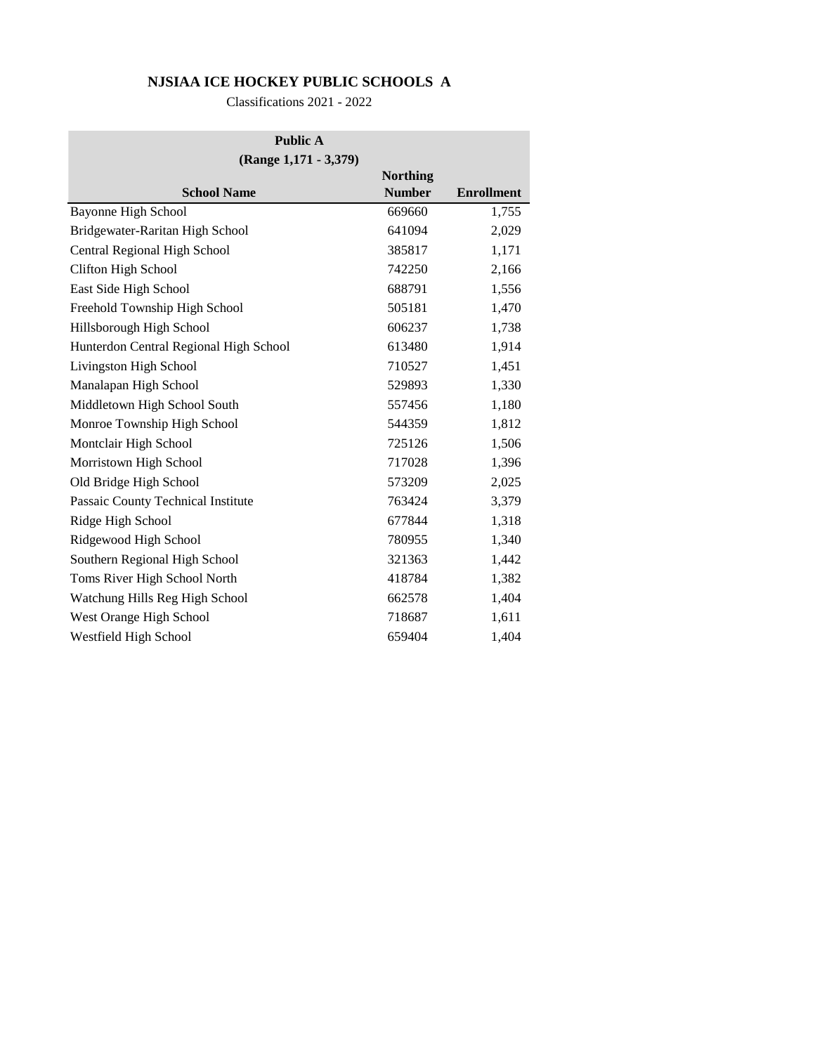# NJSIAA ICE HOCKEY PUBLIC SCHOOLS A

Classifications 2021 - 2022

| Public A<br>(Range 1,171 - 3,379) | | |
|---|---|---|
| **School Name** | **Northing Number** | **Enrollment** |
| Bayonne High School | 669660 | 1,755 |
| Bridgewater-Raritan High School | 641094 | 2,029 |
| Central Regional High School | 385817 | 1,171 |
| Clifton High School | 742250 | 2,166 |
| East Side High School | 688791 | 1,556 |
| Freehold Township High School | 505181 | 1,470 |
| Hillsborough High School | 606237 | 1,738 |
| Hunterdon Central Regional High School | 613480 | 1,914 |
| Livingston High School | 710527 | 1,451 |
| Manalapan High School | 529893 | 1,330 |
| Middletown High School South | 557456 | 1,180 |
| Monroe Township High School | 544359 | 1,812 |
| Montclair High School | 725126 | 1,506 |
| Morristown High School | 717028 | 1,396 |
| Old Bridge High School | 573209 | 2,025 |
| Passaic County Technical Institute | 763424 | 3,379 |
| Ridge High School | 677844 | 1,318 |
| Ridgewood High School | 780955 | 1,340 |
| Southern Regional High School | 321363 | 1,442 |
| Toms River High School North | 418784 | 1,382 |
| Watchung Hills Reg High School | 662578 | 1,404 |
| West Orange High School | 718687 | 1,611 |
| Westfield High School | 659404 | 1,404 |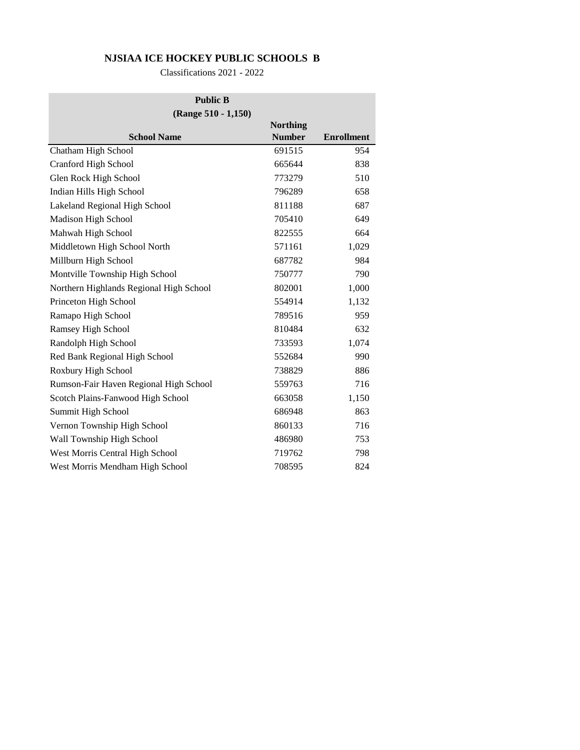# NJSIAA ICE HOCKEY PUBLIC SCHOOLS B

Classifications 2021 - 2022

| Public B (Range 510 - 1,150) | | |
|---|---|---|
| **School Name** | **Northing Number** | **Enrollment** |
| Chatham High School | 691515 | 954 |
| Cranford High School | 665644 | 838 |
| Glen Rock High School | 773279 | 510 |
| Indian Hills High School | 796289 | 658 |
| Lakeland Regional High School | 811188 | 687 |
| Madison High School | 705410 | 649 |
| Mahwah High School | 822555 | 664 |
| Middletown High School North | 571161 | 1,029 |
| Millburn High School | 687782 | 984 |
| Montville Township High School | 750777 | 790 |
| Northern Highlands Regional High School | 802001 | 1,000 |
| Princeton High School | 554914 | 1,132 |
| Ramapo High School | 789516 | 959 |
| Ramsey High School | 810484 | 632 |
| Randolph High School | 733593 | 1,074 |
| Red Bank Regional High School | 552684 | 990 |
| Roxbury High School | 738829 | 886 |
| Rumson-Fair Haven Regional High School | 559763 | 716 |
| Scotch Plains-Fanwood High School | 663058 | 1,150 |
| Summit High School | 686948 | 863 |
| Vernon Township High School | 860133 | 716 |
| Wall Township High School | 486980 | 753 |
| West Morris Central High School | 719762 | 798 |
| West Morris Mendham High School | 708595 | 824 |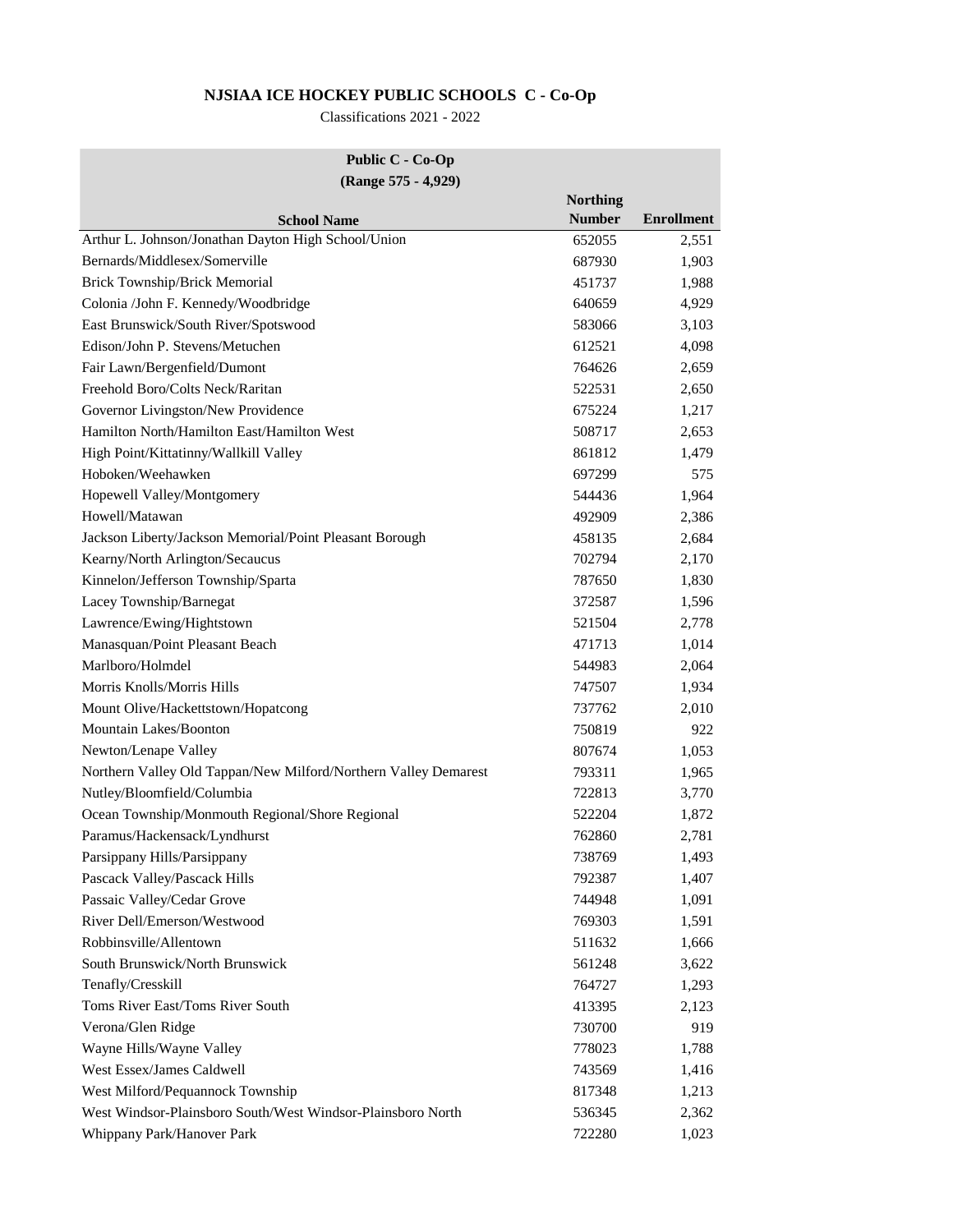## NJSIAA ICE HOCKEY PUBLIC SCHOOLS C - Co-Op

Classifications 2021 - 2022

| Public C - Co-Op (Range 575 - 4,929) | | |
|---|---|---|
| **School Name** | **Northing Number** | **Enrollment** |
| Arthur L. Johnson/Jonathan Dayton High School/Union | 652055 | 2,551 |
| Bernards/Middlesex/Somerville | 687930 | 1,903 |
| Brick Township/Brick Memorial | 451737 | 1,988 |
| Colonia /John F. Kennedy/Woodbridge | 640659 | 4,929 |
| East Brunswick/South River/Spotswood | 583066 | 3,103 |
| Edison/John P. Stevens/Metuchen | 612521 | 4,098 |
| Fair Lawn/Bergenfield/Dumont | 764626 | 2,659 |
| Freehold Boro/Colts Neck/Raritan | 522531 | 2,650 |
| Governor Livingston/New Providence | 675224 | 1,217 |
| Hamilton North/Hamilton East/Hamilton West | 508717 | 2,653 |
| High Point/Kittatinny/Wallkill Valley | 861812 | 1,479 |
| Hoboken/Weehawken | 697299 | 575 |
| Hopewell Valley/Montgomery | 544436 | 1,964 |
| Howell/Matawan | 492909 | 2,386 |
| Jackson Liberty/Jackson Memorial/Point Pleasant Borough | 458135 | 2,684 |
| Kearny/North Arlington/Secaucus | 702794 | 2,170 |
| Kinnelon/Jefferson Township/Sparta | 787650 | 1,830 |
| Lacey Township/Barnegat | 372587 | 1,596 |
| Lawrence/Ewing/Hightstown | 521504 | 2,778 |
| Manasquan/Point Pleasant Beach | 471713 | 1,014 |
| Marlboro/Holmdel | 544983 | 2,064 |
| Morris Knolls/Morris Hills | 747507 | 1,934 |
| Mount Olive/Hackettstown/Hopatcong | 737762 | 2,010 |
| Mountain Lakes/Boonton | 750819 | 922 |
| Newton/Lenape Valley | 807674 | 1,053 |
| Northern Valley Old Tappan/New Milford/Northern Valley Demarest | 793311 | 1,965 |
| Nutley/Bloomfield/Columbia | 722813 | 3,770 |
| Ocean Township/Monmouth Regional/Shore Regional | 522204 | 1,872 |
| Paramus/Hackensack/Lyndhurst | 762860 | 2,781 |
| Parsippany Hills/Parsippany | 738769 | 1,493 |
| Pascack Valley/Pascack Hills | 792387 | 1,407 |
| Passaic Valley/Cedar Grove | 744948 | 1,091 |
| River Dell/Emerson/Westwood | 769303 | 1,591 |
| Robbinsville/Allentown | 511632 | 1,666 |
| South Brunswick/North Brunswick | 561248 | 3,622 |
| Tenafly/Cresskill | 764727 | 1,293 |
| Toms River East/Toms River South | 413395 | 2,123 |
| Verona/Glen Ridge | 730700 | 919 |
| Wayne Hills/Wayne Valley | 778023 | 1,788 |
| West Essex/James Caldwell | 743569 | 1,416 |
| West Milford/Pequannock Township | 817348 | 1,213 |
| West Windsor-Plainsboro South/West Windsor-Plainsboro North | 536345 | 2,362 |
| Whippany Park/Hanover Park | 722280 | 1,023 |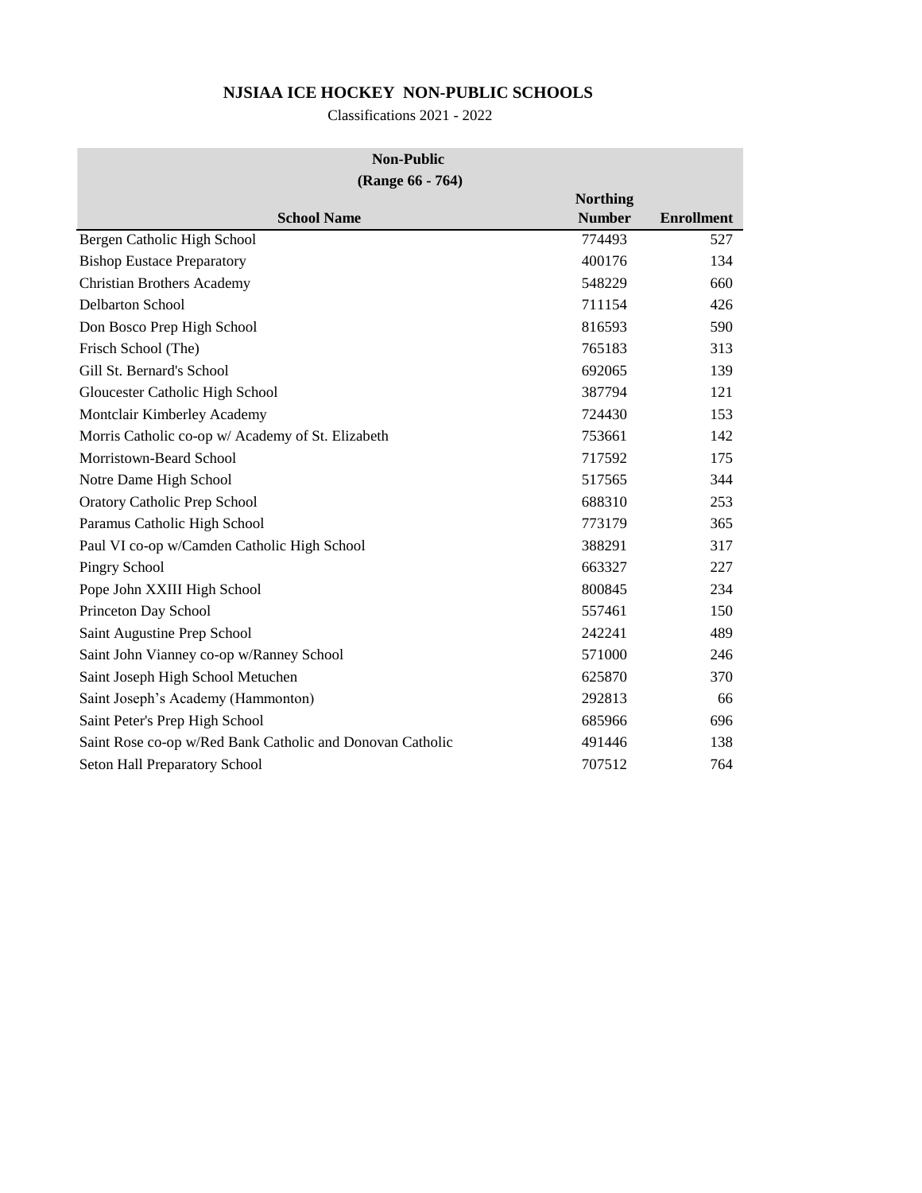## NJSIAA ICE HOCKEY NON-PUBLIC SCHOOLS

Classifications 2021 - 2022

| Non-Public (Range 66 - 764) School Name | Northing Number | Enrollment |
|---|---|---|
| Bergen Catholic High School | 774493 | 527 |
| Bishop Eustace Preparatory | 400176 | 134 |
| Christian Brothers Academy | 548229 | 660 |
| Delbarton School | 711154 | 426 |
| Don Bosco Prep High School | 816593 | 590 |
| Frisch School (The) | 765183 | 313 |
| Gill St. Bernard's School | 692065 | 139 |
| Gloucester Catholic High School | 387794 | 121 |
| Montclair Kimberley Academy | 724430 | 153 |
| Morris Catholic co-op w/ Academy of St. Elizabeth | 753661 | 142 |
| Morristown-Beard School | 717592 | 175 |
| Notre Dame High School | 517565 | 344 |
| Oratory Catholic Prep School | 688310 | 253 |
| Paramus Catholic High School | 773179 | 365 |
| Paul VI co-op w/Camden Catholic High School | 388291 | 317 |
| Pingry School | 663327 | 227 |
| Pope John XXIII High School | 800845 | 234 |
| Princeton Day School | 557461 | 150 |
| Saint Augustine Prep School | 242241 | 489 |
| Saint John Vianney co-op w/Ranney School | 571000 | 246 |
| Saint Joseph High School Metuchen | 625870 | 370 |
| Saint Joseph's Academy (Hammonton) | 292813 | 66 |
| Saint Peter's Prep High School | 685966 | 696 |
| Saint Rose co-op w/Red Bank Catholic and Donovan Catholic | 491446 | 138 |
| Seton Hall Preparatory School | 707512 | 764 |